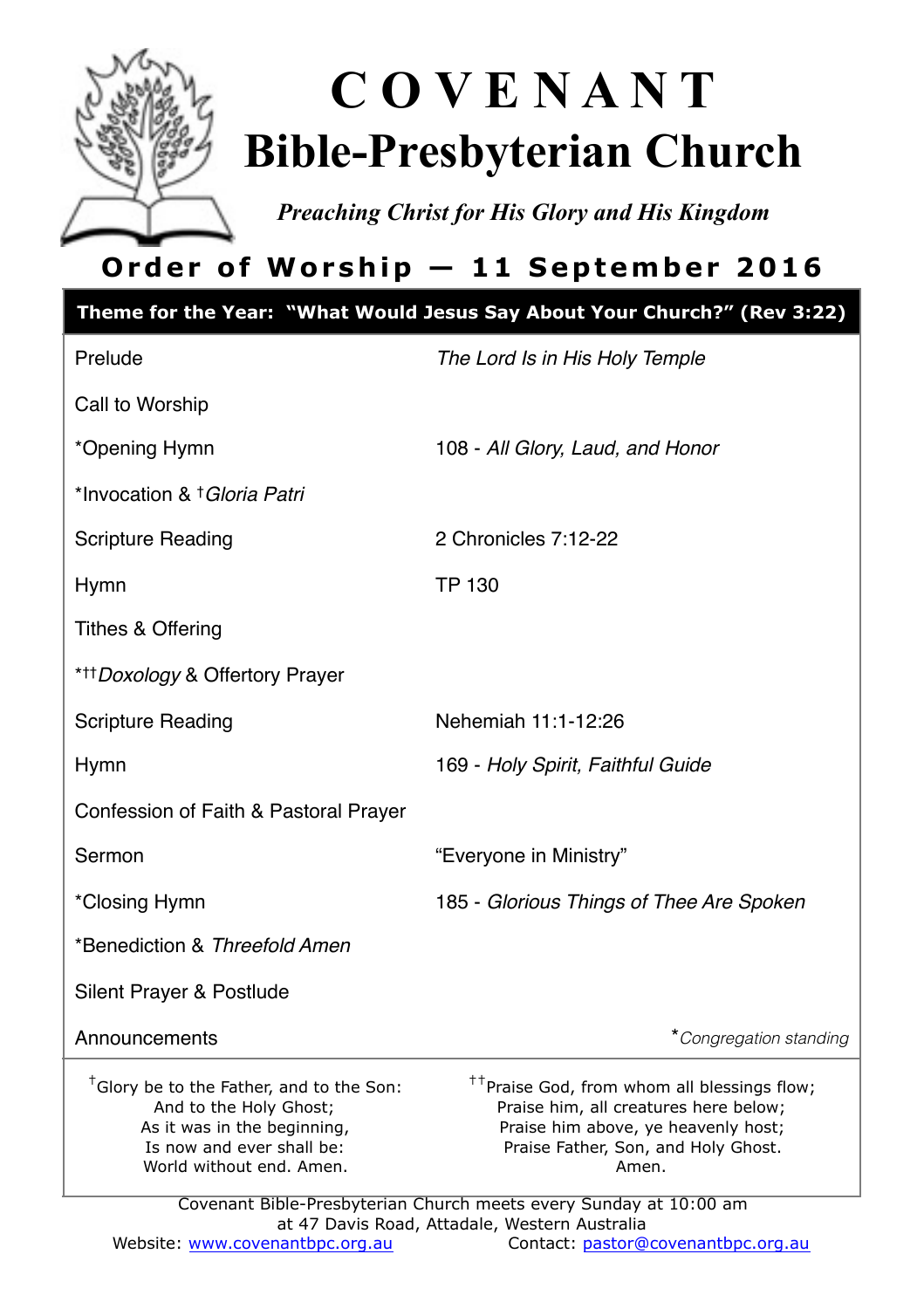# C O V E N A N T
# Bible-Presbyterian Church

*Preaching Christ for His Glory and His Kingdom*

## Order of Worship — 11 September 2016

**Theme for the Year: "What Would Jesus Say About Your Church?" (Rev 3:22)**

| | |
|---|---|
| Prelude | *The Lord Is in His Holy Temple* |
| Call to Worship | |
| *Opening Hymn | 108 - *All Glory, Laud, and Honor* |
| *Invocation & †*Gloria Patri* | |
| Scripture Reading | 2 Chronicles 7:12-22 |
| Hymn | TP 130 |
| Tithes & Offering | |
| *††*Doxology* & Offertory Prayer | |
| Scripture Reading | Nehemiah 11:1-12:26 |
| Hymn | 169 - *Holy Spirit, Faithful Guide* |
| Confession of Faith & Pastoral Prayer | |
| Sermon | "Everyone in Ministry" |
| *Closing Hymn | 185 - *Glorious Things of Thee Are Spoken* |
| *Benediction & *Threefold Amen* | |
| Silent Prayer & Postlude | |
| Announcements | **Congregation standing* |

†Glory be to the Father, and to the Son:
And to the Holy Ghost;
As it was in the beginning,
Is now and ever shall be:
World without end. Amen.

††Praise God, from whom all blessings flow;
Praise him, all creatures here below;
Praise him above, ye heavenly host;
Praise Father, Son, and Holy Ghost.
Amen.

Covenant Bible-Presbyterian Church meets every Sunday at 10:00 am
at 47 Davis Road, Attadale, Western Australia
Website: www.covenantbpc.org.au Contact: pastor@covenantbpc.org.au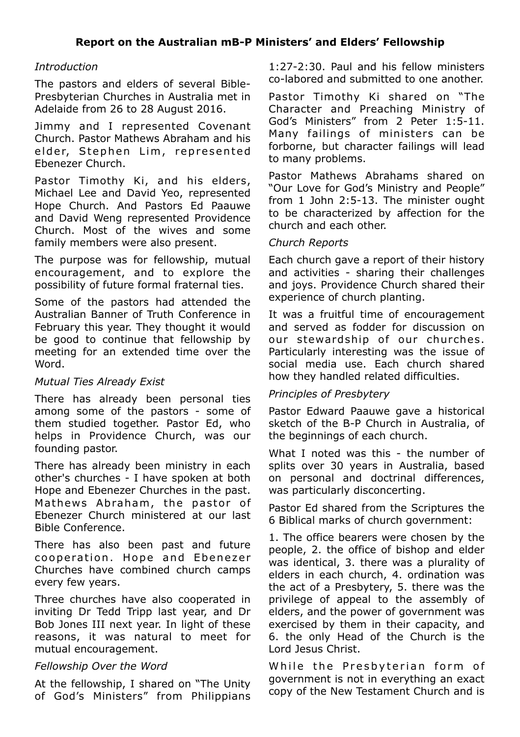## Report on the Australian mB-P Ministers' and Elders' Fellowship

*Introduction*

The pastors and elders of several Bible-Presbyterian Churches in Australia met in Adelaide from 26 to 28 August 2016.

Jimmy and I represented Covenant Church. Pastor Mathews Abraham and his elder, Stephen Lim, represented Ebenezer Church.

Pastor Timothy Ki, and his elders, Michael Lee and David Yeo, represented Hope Church. And Pastors Ed Paauwe and David Weng represented Providence Church. Most of the wives and some family members were also present.

The purpose was for fellowship, mutual encouragement, and to explore the possibility of future formal fraternal ties.

Some of the pastors had attended the Australian Banner of Truth Conference in February this year. They thought it would be good to continue that fellowship by meeting for an extended time over the Word.

*Mutual Ties Already Exist*

There has already been personal ties among some of the pastors - some of them studied together. Pastor Ed, who helps in Providence Church, was our founding pastor.

There has already been ministry in each other's churches - I have spoken at both Hope and Ebenezer Churches in the past. Mathews Abraham, the pastor of Ebenezer Church ministered at our last Bible Conference.

There has also been past and future cooperation. Hope and Ebenezer Churches have combined church camps every few years.

Three churches have also cooperated in inviting Dr Tedd Tripp last year, and Dr Bob Jones III next year. In light of these reasons, it was natural to meet for mutual encouragement.

*Fellowship Over the Word*

At the fellowship, I shared on "The Unity of God's Ministers" from Philippians 1:27-2:30. Paul and his fellow ministers co-labored and submitted to one another.

Pastor Timothy Ki shared on "The Character and Preaching Ministry of God's Ministers" from 2 Peter 1:5-11. Many failings of ministers can be forborne, but character failings will lead to many problems.

Pastor Mathews Abrahams shared on "Our Love for God's Ministry and People" from 1 John 2:5-13. The minister ought to be characterized by affection for the church and each other.

*Church Reports*

Each church gave a report of their history and activities - sharing their challenges and joys. Providence Church shared their experience of church planting.

It was a fruitful time of encouragement and served as fodder for discussion on our stewardship of our churches. Particularly interesting was the issue of social media use. Each church shared how they handled related difficulties.

*Principles of Presbytery*

Pastor Edward Paauwe gave a historical sketch of the B-P Church in Australia, of the beginnings of each church.

What I noted was this - the number of splits over 30 years in Australia, based on personal and doctrinal differences, was particularly disconcerting.

Pastor Ed shared from the Scriptures the 6 Biblical marks of church government:

1. The office bearers were chosen by the people, 2. the office of bishop and elder was identical, 3. there was a plurality of elders in each church, 4. ordination was the act of a Presbytery, 5. there was the privilege of appeal to the assembly of elders, and the power of government was exercised by them in their capacity, and 6. the only Head of the Church is the Lord Jesus Christ.

While the Presbyterian form of government is not in everything an exact copy of the New Testament Church and is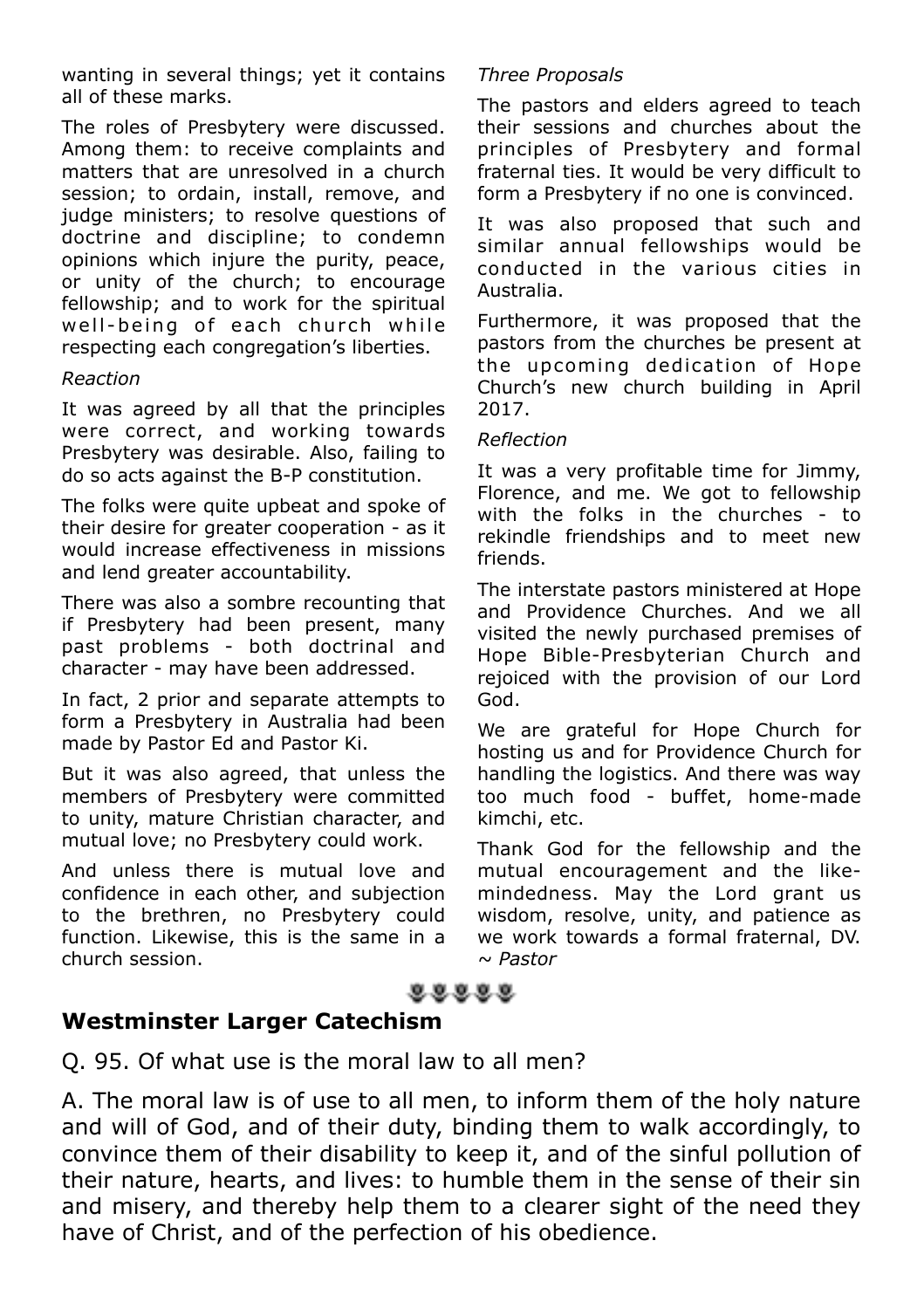wanting in several things; yet it contains all of these marks.

The roles of Presbytery were discussed. Among them: to receive complaints and matters that are unresolved in a church session; to ordain, install, remove, and judge ministers; to resolve questions of doctrine and discipline; to condemn opinions which injure the purity, peace, or unity of the church; to encourage fellowship; and to work for the spiritual well-being of each church while respecting each congregation's liberties.

*Reaction*

It was agreed by all that the principles were correct, and working towards Presbytery was desirable. Also, failing to do so acts against the B-P constitution.

The folks were quite upbeat and spoke of their desire for greater cooperation - as it would increase effectiveness in missions and lend greater accountability.

There was also a sombre recounting that if Presbytery had been present, many past problems - both doctrinal and character - may have been addressed.

In fact, 2 prior and separate attempts to form a Presbytery in Australia had been made by Pastor Ed and Pastor Ki.

But it was also agreed, that unless the members of Presbytery were committed to unity, mature Christian character, and mutual love; no Presbytery could work.

And unless there is mutual love and confidence in each other, and subjection to the brethren, no Presbytery could function. Likewise, this is the same in a church session.

*Three Proposals*

The pastors and elders agreed to teach their sessions and churches about the principles of Presbytery and formal fraternal ties. It would be very difficult to form a Presbytery if no one is convinced.

It was also proposed that such and similar annual fellowships would be conducted in the various cities in Australia.

Furthermore, it was proposed that the pastors from the churches be present at the upcoming dedication of Hope Church's new church building in April 2017.

*Reflection*

It was a very profitable time for Jimmy, Florence, and me. We got to fellowship with the folks in the churches - to rekindle friendships and to meet new friends.

The interstate pastors ministered at Hope and Providence Churches. And we all visited the newly purchased premises of Hope Bible-Presbyterian Church and rejoiced with the provision of our Lord God.

We are grateful for Hope Church for hosting us and for Providence Church for handling the logistics. And there was way too much food - buffet, home-made kimchi, etc.

Thank God for the fellowship and the mutual encouragement and the like-mindedness. May the Lord grant us wisdom, resolve, unity, and patience as we work towards a formal fraternal, DV. *~ Pastor*

## Westminster Larger Catechism

Q. 95. Of what use is the moral law to all men?

A. The moral law is of use to all men, to inform them of the holy nature and will of God, and of their duty, binding them to walk accordingly, to convince them of their disability to keep it, and of the sinful pollution of their nature, hearts, and lives: to humble them in the sense of their sin and misery, and thereby help them to a clearer sight of the need they have of Christ, and of the perfection of his obedience.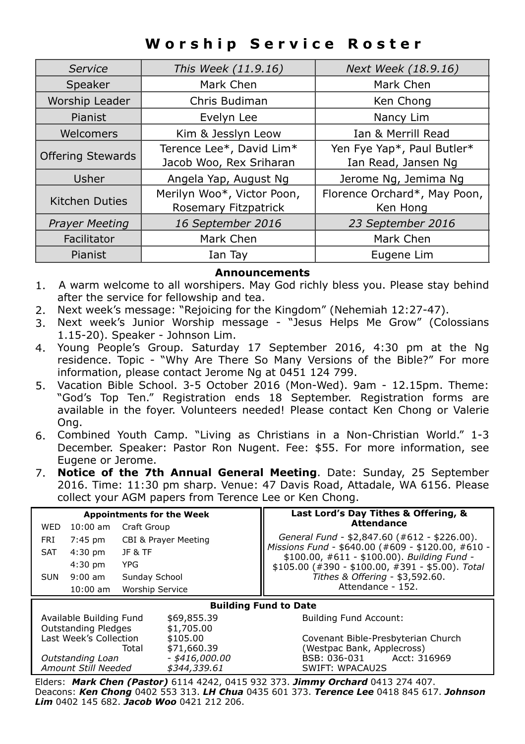# Worship Service Roster

| *Service* | *This Week (11.9.16)* | *Next Week (18.9.16)* |
|---|---|---|
| Speaker | Mark Chen | Mark Chen |
| Worship Leader | Chris Budiman | Ken Chong |
| Pianist | Evelyn Lee | Nancy Lim |
| Welcomers | Kim & Jesslyn Leow | Ian & Merrill Read |
| Offering Stewards | Terence Lee*, David Lim* Jacob Woo, Rex Sriharan | Yen Fye Yap*, Paul Butler* Ian Read, Jansen Ng |
| Usher | Angela Yap, August Ng | Jerome Ng, Jemima Ng |
| Kitchen Duties | Merilyn Woo*, Victor Poon, Rosemary Fitzpatrick | Florence Orchard*, May Poon, Ken Hong |
| *Prayer Meeting* | *16 September 2016* | *23 September 2016* |
| Facilitator | Mark Chen | Mark Chen |
| Pianist | Ian Tay | Eugene Lim |

## Announcements

1. A warm welcome to all worshipers. May God richly bless you. Please stay behind after the service for fellowship and tea.
2. Next week's message: "Rejoicing for the Kingdom" (Nehemiah 12:27-47).
3. Next week's Junior Worship message - "Jesus Helps Me Grow" (Colossians 1.15-20). Speaker - Johnson Lim.
4. Young People's Group. Saturday 17 September 2016, 4:30 pm at the Ng residence. Topic - "Why Are There So Many Versions of the Bible?" For more information, please contact Jerome Ng at 0451 124 799.
5. Vacation Bible School. 3-5 October 2016 (Mon-Wed). 9am - 12.15pm. Theme: "God's Top Ten." Registration ends 18 September. Registration forms are available in the foyer. Volunteers needed! Please contact Ken Chong or Valerie Ong.
6. Combined Youth Camp. "Living as Christians in a Non-Christian World." 1-3 December. Speaker: Pastor Ron Nugent. Fee: $55. For more information, see Eugene or Jerome.
7. **Notice of the 7th Annual General Meeting**. Date: Sunday, 25 September 2016. Time: 11:30 pm sharp. Venue: 47 Davis Road, Attadale, WA 6156. Please collect your AGM papers from Terence Lee or Ken Chong.

### Appointments for the Week

| | | |
|---|---|---|
| WED | 10:00 am | Craft Group |
| FRI | 7:45 pm | CBI & Prayer Meeting |
| SAT | 4:30 pm | JF & TF |
| | 4:30 pm | YPG |
| SUN | 9:00 am | Sunday School |
| | 10:00 am | Worship Service |

### Last Lord's Day Tithes & Offering, & Attendance

*General Fund* - $2,847.60 (#612 - $226.00). *Missions Fund* - $640.00 (#609 - $120.00, #610 - $100.00, #611 - $100.00). *Building Fund* - $105.00 (#390 - $100.00, #391 - $5.00). *Total Tithes & Offering* - $3,592.60. Attendance - 152.

### Building Fund to Date

| | |
|---|---|
| Available Building Fund | $69,855.39 |
| Outstanding Pledges | $1,705.00 |
| Last Week's Collection | $105.00 |
| Total | $71,660.39 |
| *Outstanding Loan* | *- $416,000.00* |
| *Amount Still Needed* | *$344,339.61* |

Building Fund Account:

Covenant Bible-Presbyterian Church
(Westpac Bank, Applecross)
BSB: 036-031 Acct: 316969
SWIFT: WPACAU2S

Elders: ***Mark Chen (Pastor)*** 6114 4242, 0415 932 373. ***Jimmy Orchard*** 0413 274 407.
Deacons: ***Ken Chong*** 0402 553 313. ***LH Chua*** 0435 601 373. ***Terence Lee*** 0418 845 617. ***Johnson Lim*** 0402 145 682. ***Jacob Woo*** 0421 212 206.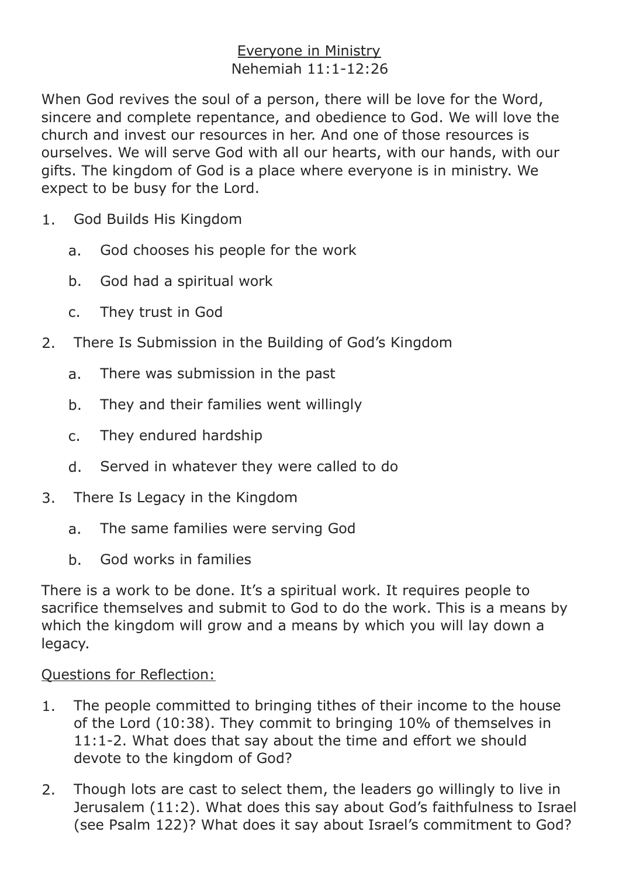<u>Everyone in Ministry</u>
Nehemiah 11:1-12:26

When God revives the soul of a person, there will be love for the Word, sincere and complete repentance, and obedience to God. We will love the church and invest our resources in her. And one of those resources is ourselves. We will serve God with all our hearts, with our hands, with our gifts. The kingdom of God is a place where everyone is in ministry. We expect to be busy for the Lord.

1. God Builds His Kingdom
    a. God chooses his people for the work
    b. God had a spiritual work
    c. They trust in God
2. There Is Submission in the Building of God's Kingdom
    a. There was submission in the past
    b. They and their families went willingly
    c. They endured hardship
    d. Served in whatever they were called to do
3. There Is Legacy in the Kingdom
    a. The same families were serving God
    b. God works in families

There is a work to be done. It's a spiritual work. It requires people to sacrifice themselves and submit to God to do the work. This is a means by which the kingdom will grow and a means by which you will lay down a legacy.

<u>Questions for Reflection:</u>

1. The people committed to bringing tithes of their income to the house of the Lord (10:38). They commit to bringing 10% of themselves in 11:1-2. What does that say about the time and effort we should devote to the kingdom of God?
2. Though lots are cast to select them, the leaders go willingly to live in Jerusalem (11:2). What does this say about God's faithfulness to Israel (see Psalm 122)? What does it say about Israel's commitment to God?